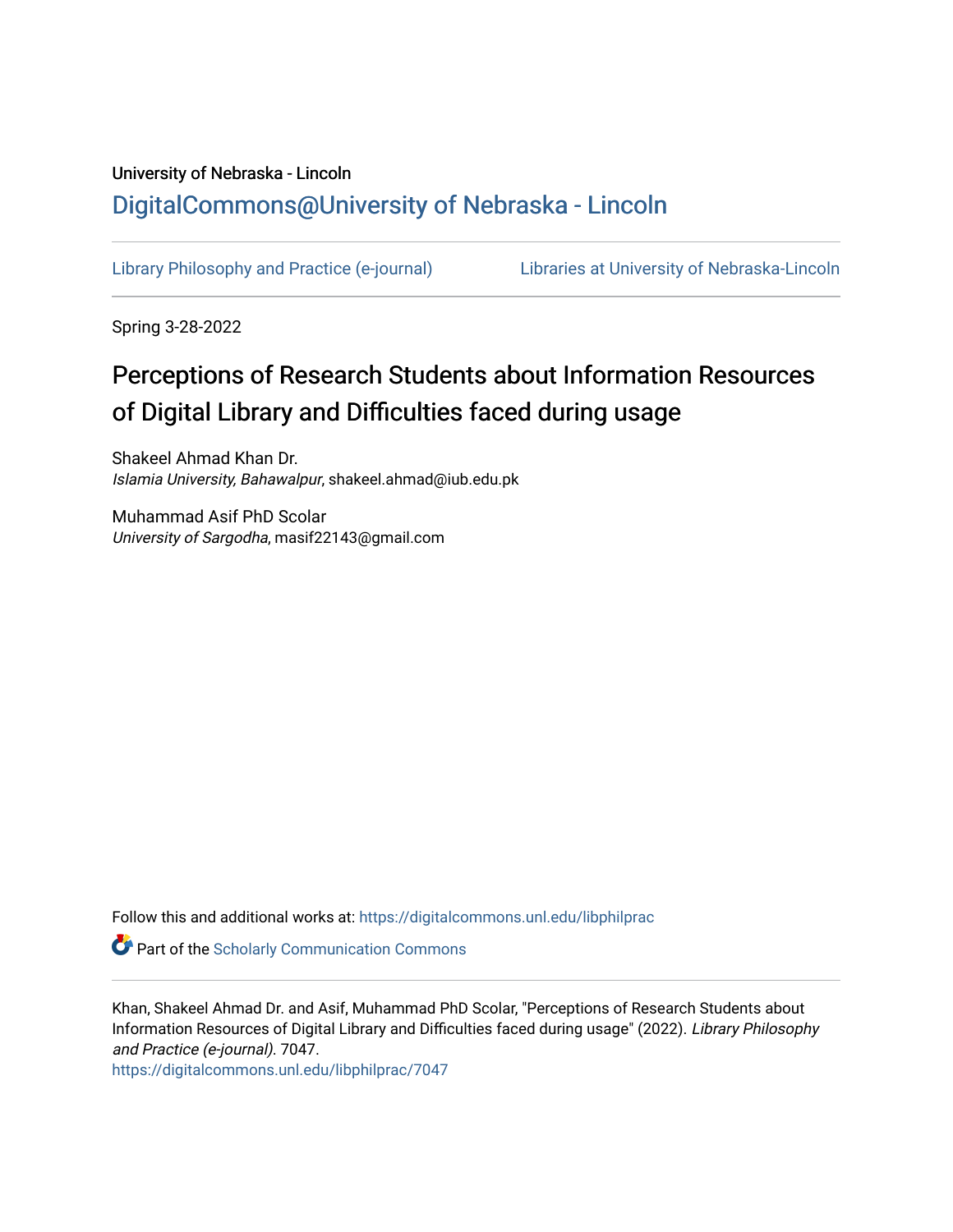University of Nebraska - Lincoln

DigitalCommons@University of Nebraska - Lincoln

Library Philosophy and Practice (e-journal)

Libraries at University of Nebraska-Lincoln

Spring 3-28-2022

# Perceptions of Research Students about Information Resources of Digital Library and Difficulties faced during usage

Shakeel Ahmad Khan Dr.
*Islamia University, Bahawalpur*, shakeel.ahmad@iub.edu.pk

Muhammad Asif PhD Scolar
*University of Sargodha*, masif22143@gmail.com

Follow this and additional works at: https://digitalcommons.unl.edu/libphilprac

Part of the Scholarly Communication Commons

Khan, Shakeel Ahmad Dr. and Asif, Muhammad PhD Scolar, "Perceptions of Research Students about Information Resources of Digital Library and Difficulties faced during usage" (2022). *Library Philosophy and Practice (e-journal)*. 7047.
https://digitalcommons.unl.edu/libphilprac/7047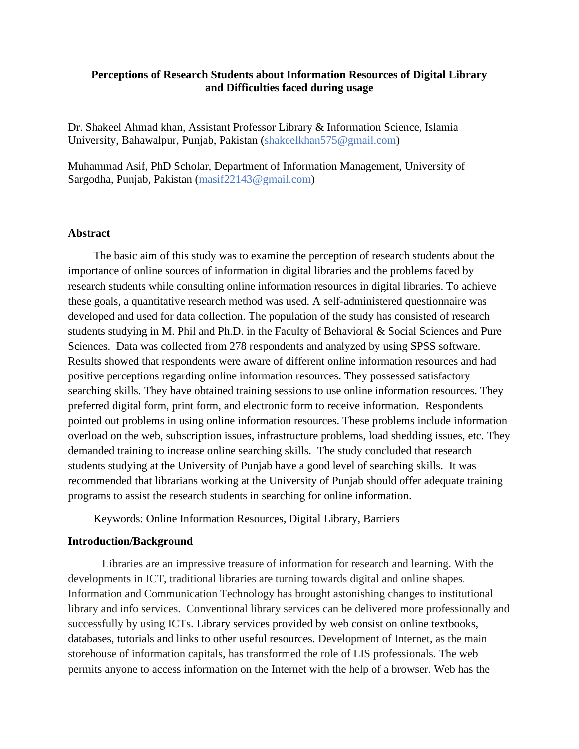**Perceptions of Research Students about Information Resources of Digital Library and Difficulties faced during usage**

Dr. Shakeel Ahmad khan, Assistant Professor Library & Information Science, Islamia University, Bahawalpur, Punjab, Pakistan (shakeelkhan575@gmail.com)

Muhammad Asif, PhD Scholar, Department of Information Management, University of Sargodha, Punjab, Pakistan (masif22143@gmail.com)

## Abstract

The basic aim of this study was to examine the perception of research students about the importance of online sources of information in digital libraries and the problems faced by research students while consulting online information resources in digital libraries. To achieve these goals, a quantitative research method was used. A self-administered questionnaire was developed and used for data collection. The population of the study has consisted of research students studying in M. Phil and Ph.D. in the Faculty of Behavioral & Social Sciences and Pure Sciences. Data was collected from 278 respondents and analyzed by using SPSS software. Results showed that respondents were aware of different online information resources and had positive perceptions regarding online information resources. They possessed satisfactory searching skills. They have obtained training sessions to use online information resources. They preferred digital form, print form, and electronic form to receive information. Respondents pointed out problems in using online information resources. These problems include information overload on the web, subscription issues, infrastructure problems, load shedding issues, etc. They demanded training to increase online searching skills. The study concluded that research students studying at the University of Punjab have a good level of searching skills. It was recommended that librarians working at the University of Punjab should offer adequate training programs to assist the research students in searching for online information.

Keywords: Online Information Resources, Digital Library, Barriers

## Introduction/Background

Libraries are an impressive treasure of information for research and learning. With the developments in ICT, traditional libraries are turning towards digital and online shapes. Information and Communication Technology has brought astonishing changes to institutional library and info services. Conventional library services can be delivered more professionally and successfully by using ICTs. Library services provided by web consist on online textbooks, databases, tutorials and links to other useful resources. Development of Internet, as the main storehouse of information capitals, has transformed the role of LIS professionals. The web permits anyone to access information on the Internet with the help of a browser. Web has the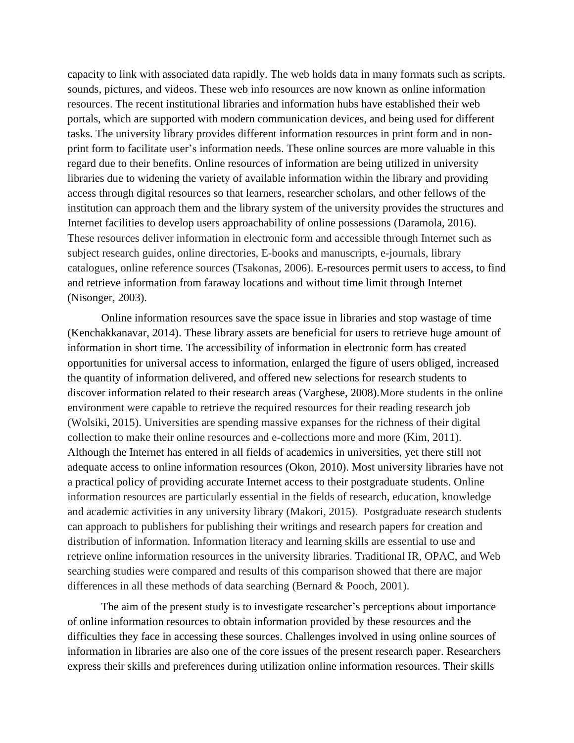capacity to link with associated data rapidly. The web holds data in many formats such as scripts, sounds, pictures, and videos. These web info resources are now known as online information resources. The recent institutional libraries and information hubs have established their web portals, which are supported with modern communication devices, and being used for different tasks. The university library provides different information resources in print form and in non-print form to facilitate user's information needs. These online sources are more valuable in this regard due to their benefits. Online resources of information are being utilized in university libraries due to widening the variety of available information within the library and providing access through digital resources so that learners, researcher scholars, and other fellows of the institution can approach them and the library system of the university provides the structures and Internet facilities to develop users approachability of online possessions (Daramola, 2016). These resources deliver information in electronic form and accessible through Internet such as subject research guides, online directories, E-books and manuscripts, e-journals, library catalogues, online reference sources (Tsakonas, 2006). E-resources permit users to access, to find and retrieve information from faraway locations and without time limit through Internet (Nisonger, 2003).

Online information resources save the space issue in libraries and stop wastage of time (Kenchakkanavar, 2014). These library assets are beneficial for users to retrieve huge amount of information in short time. The accessibility of information in electronic form has created opportunities for universal access to information, enlarged the figure of users obliged, increased the quantity of information delivered, and offered new selections for research students to discover information related to their research areas (Varghese, 2008).More students in the online environment were capable to retrieve the required resources for their reading research job (Wolsiki, 2015). Universities are spending massive expanses for the richness of their digital collection to make their online resources and e-collections more and more (Kim, 2011). Although the Internet has entered in all fields of academics in universities, yet there still not adequate access to online information resources (Okon, 2010). Most university libraries have not a practical policy of providing accurate Internet access to their postgraduate students. Online information resources are particularly essential in the fields of research, education, knowledge and academic activities in any university library (Makori, 2015). Postgraduate research students can approach to publishers for publishing their writings and research papers for creation and distribution of information. Information literacy and learning skills are essential to use and retrieve online information resources in the university libraries. Traditional IR, OPAC, and Web searching studies were compared and results of this comparison showed that there are major differences in all these methods of data searching (Bernard & Pooch, 2001).

The aim of the present study is to investigate researcher's perceptions about importance of online information resources to obtain information provided by these resources and the difficulties they face in accessing these sources. Challenges involved in using online sources of information in libraries are also one of the core issues of the present research paper. Researchers express their skills and preferences during utilization online information resources. Their skills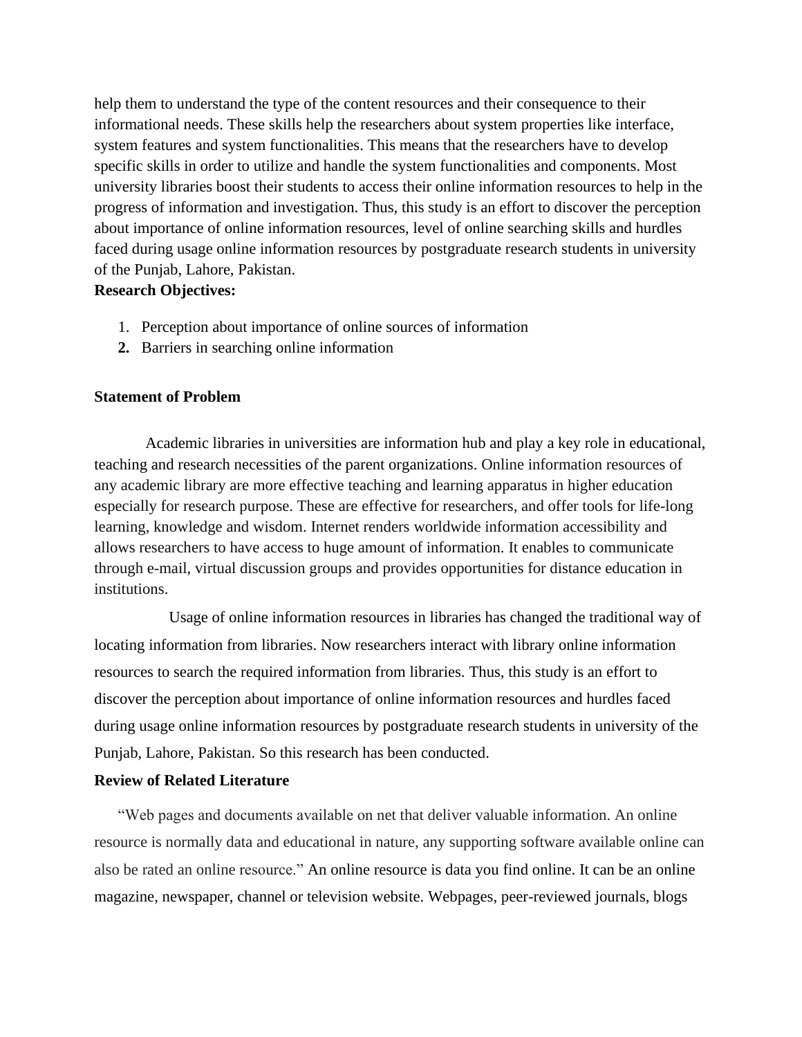help them to understand the type of the content resources and their consequence to their informational needs. These skills help the researchers about system properties like interface, system features and system functionalities. This means that the researchers have to develop specific skills in order to utilize and handle the system functionalities and components. Most university libraries boost their students to access their online information resources to help in the progress of information and investigation. Thus, this study is an effort to discover the perception about importance of online information resources, level of online searching skills and hurdles faced during usage online information resources by postgraduate research students in university of the Punjab, Lahore, Pakistan.

**Research Objectives:**

1. Perception about importance of online sources of information
2. Barriers in searching online information

**Statement of Problem**

Academic libraries in universities are information hub and play a key role in educational, teaching and research necessities of the parent organizations. Online information resources of any academic library are more effective teaching and learning apparatus in higher education especially for research purpose. These are effective for researchers, and offer tools for life-long learning, knowledge and wisdom. Internet renders worldwide information accessibility and allows researchers to have access to huge amount of information. It enables to communicate through e-mail, virtual discussion groups and provides opportunities for distance education in institutions.

Usage of online information resources in libraries has changed the traditional way of locating information from libraries. Now researchers interact with library online information resources to search the required information from libraries. Thus, this study is an effort to discover the perception about importance of online information resources and hurdles faced during usage online information resources by postgraduate research students in university of the Punjab, Lahore, Pakistan. So this research has been conducted.

**Review of Related Literature**

"Web pages and documents available on net that deliver valuable information. An online resource is normally data and educational in nature, any supporting software available online can also be rated an online resource." An online resource is data you find online. It can be an online magazine, newspaper, channel or television website. Webpages, peer-reviewed journals, blogs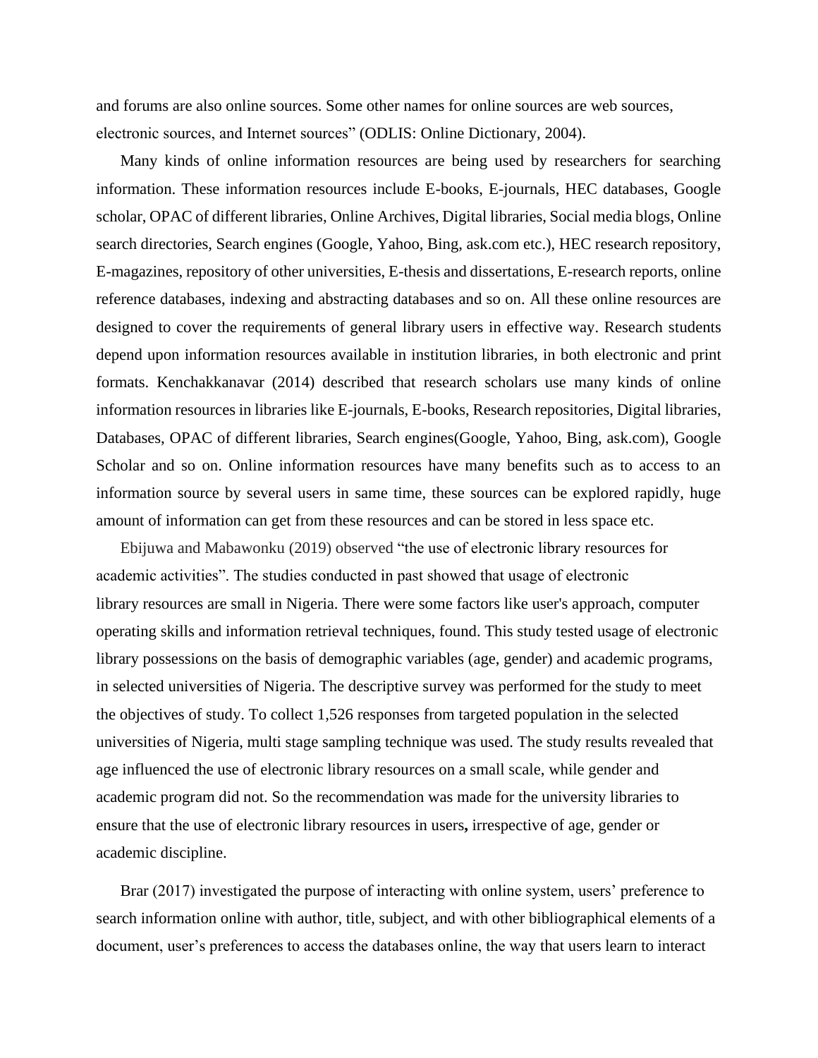and forums are also online sources. Some other names for online sources are web sources, electronic sources, and Internet sources" (ODLIS: Online Dictionary, 2004).

Many kinds of online information resources are being used by researchers for searching information. These information resources include E-books, E-journals, HEC databases, Google scholar, OPAC of different libraries, Online Archives, Digital libraries, Social media blogs, Online search directories, Search engines (Google, Yahoo, Bing, ask.com etc.), HEC research repository, E-magazines, repository of other universities, E-thesis and dissertations, E-research reports, online reference databases, indexing and abstracting databases and so on. All these online resources are designed to cover the requirements of general library users in effective way. Research students depend upon information resources available in institution libraries, in both electronic and print formats. Kenchakkanavar (2014) described that research scholars use many kinds of online information resources in libraries like E-journals, E-books, Research repositories, Digital libraries, Databases, OPAC of different libraries, Search engines(Google, Yahoo, Bing, ask.com), Google Scholar and so on. Online information resources have many benefits such as to access to an information source by several users in same time, these sources can be explored rapidly, huge amount of information can get from these resources and can be stored in less space etc.

Ebijuwa and Mabawonku (2019) observed "the use of electronic library resources for academic activities". The studies conducted in past showed that usage of electronic library resources are small in Nigeria. There were some factors like user's approach, computer operating skills and information retrieval techniques, found. This study tested usage of electronic library possessions on the basis of demographic variables (age, gender) and academic programs, in selected universities of Nigeria. The descriptive survey was performed for the study to meet the objectives of study. To collect 1,526 responses from targeted population in the selected universities of Nigeria, multi stage sampling technique was used. The study results revealed that age influenced the use of electronic library resources on a small scale, while gender and academic program did not. So the recommendation was made for the university libraries to ensure that the use of electronic library resources in users**,** irrespective of age, gender or academic discipline.

Brar (2017) investigated the purpose of interacting with online system, users' preference to search information online with author, title, subject, and with other bibliographical elements of a document, user's preferences to access the databases online, the way that users learn to interact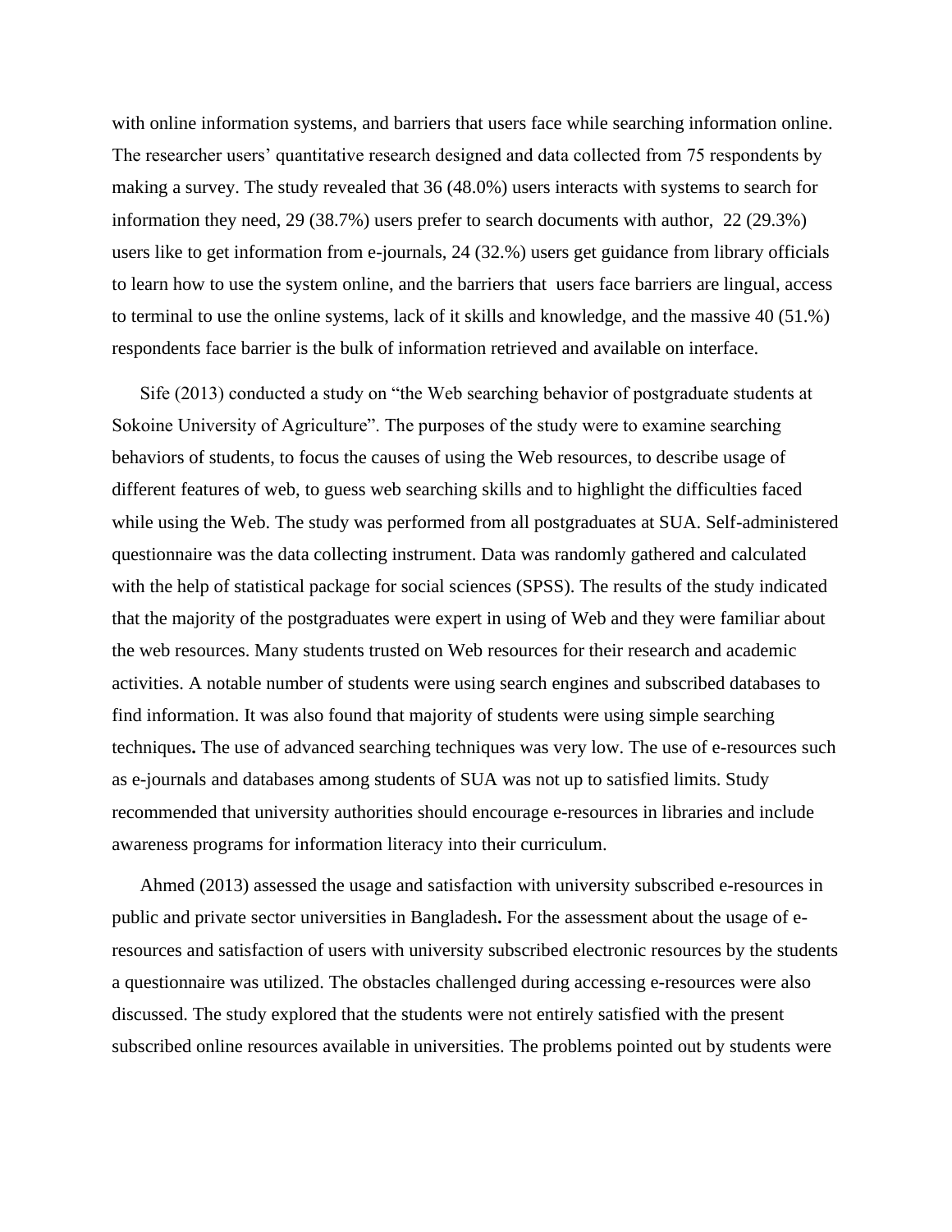with online information systems, and barriers that users face while searching information online. The researcher users' quantitative research designed and data collected from 75 respondents by making a survey. The study revealed that 36 (48.0%) users interacts with systems to search for information they need, 29 (38.7%) users prefer to search documents with author, 22 (29.3%) users like to get information from e-journals, 24 (32.%) users get guidance from library officials to learn how to use the system online, and the barriers that users face barriers are lingual, access to terminal to use the online systems, lack of it skills and knowledge, and the massive 40 (51.%) respondents face barrier is the bulk of information retrieved and available on interface.

Sife (2013) conducted a study on "the Web searching behavior of postgraduate students at Sokoine University of Agriculture". The purposes of the study were to examine searching behaviors of students, to focus the causes of using the Web resources, to describe usage of different features of web, to guess web searching skills and to highlight the difficulties faced while using the Web. The study was performed from all postgraduates at SUA. Self-administered questionnaire was the data collecting instrument. Data was randomly gathered and calculated with the help of statistical package for social sciences (SPSS). The results of the study indicated that the majority of the postgraduates were expert in using of Web and they were familiar about the web resources. Many students trusted on Web resources for their research and academic activities. A notable number of students were using search engines and subscribed databases to find information. It was also found that majority of students were using simple searching techniques**.** The use of advanced searching techniques was very low. The use of e-resources such as e-journals and databases among students of SUA was not up to satisfied limits. Study recommended that university authorities should encourage e-resources in libraries and include awareness programs for information literacy into their curriculum.

Ahmed (2013) assessed the usage and satisfaction with university subscribed e-resources in public and private sector universities in Bangladesh**.** For the assessment about the usage of e-resources and satisfaction of users with university subscribed electronic resources by the students a questionnaire was utilized. The obstacles challenged during accessing e-resources were also discussed. The study explored that the students were not entirely satisfied with the present subscribed online resources available in universities. The problems pointed out by students were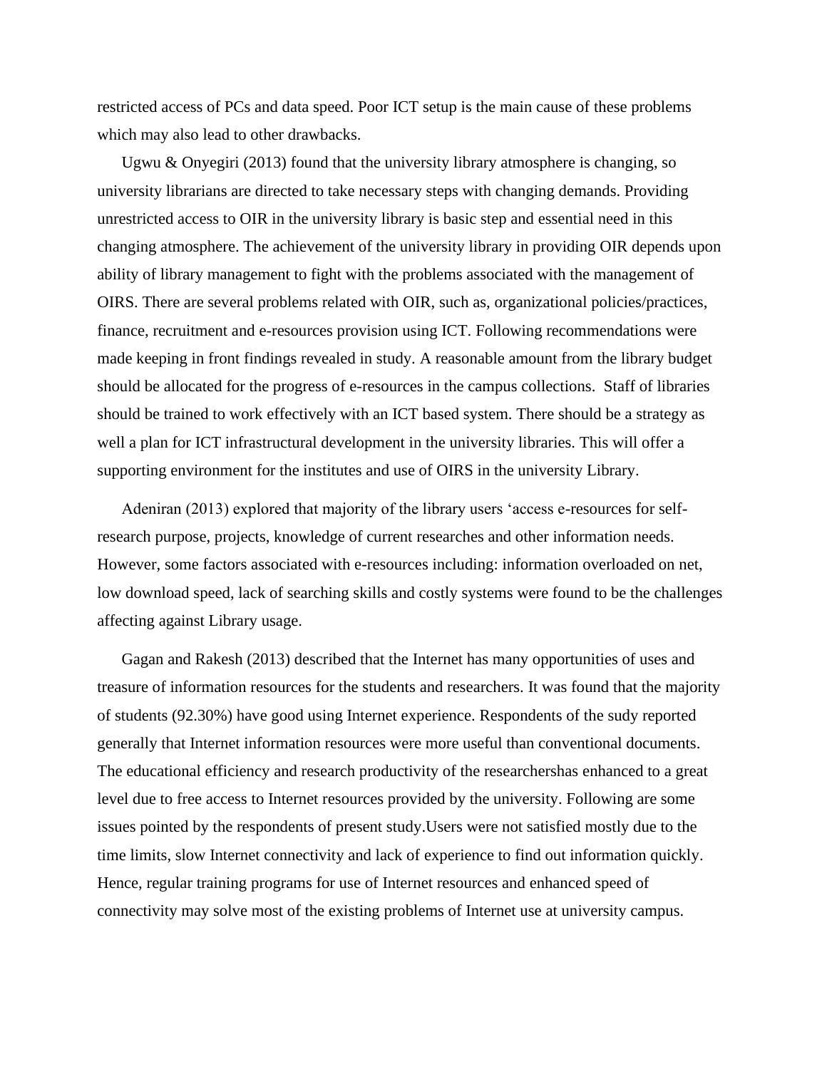restricted access of PCs and data speed. Poor ICT setup is the main cause of these problems which may also lead to other drawbacks.

Ugwu & Onyegiri (2013) found that the university library atmosphere is changing, so university librarians are directed to take necessary steps with changing demands. Providing unrestricted access to OIR in the university library is basic step and essential need in this changing atmosphere. The achievement of the university library in providing OIR depends upon ability of library management to fight with the problems associated with the management of OIRS. There are several problems related with OIR, such as, organizational policies/practices, finance, recruitment and e-resources provision using ICT. Following recommendations were made keeping in front findings revealed in study. A reasonable amount from the library budget should be allocated for the progress of e-resources in the campus collections. Staff of libraries should be trained to work effectively with an ICT based system. There should be a strategy as well a plan for ICT infrastructural development in the university libraries. This will offer a supporting environment for the institutes and use of OIRS in the university Library.

Adeniran (2013) explored that majority of the library users 'access e-resources for self-research purpose, projects, knowledge of current researches and other information needs. However, some factors associated with e-resources including: information overloaded on net, low download speed, lack of searching skills and costly systems were found to be the challenges affecting against Library usage.

Gagan and Rakesh (2013) described that the Internet has many opportunities of uses and treasure of information resources for the students and researchers. It was found that the majority of students (92.30%) have good using Internet experience. Respondents of the sudy reported generally that Internet information resources were more useful than conventional documents. The educational efficiency and research productivity of the researchershas enhanced to a great level due to free access to Internet resources provided by the university. Following are some issues pointed by the respondents of present study.Users were not satisfied mostly due to the time limits, slow Internet connectivity and lack of experience to find out information quickly. Hence, regular training programs for use of Internet resources and enhanced speed of connectivity may solve most of the existing problems of Internet use at university campus.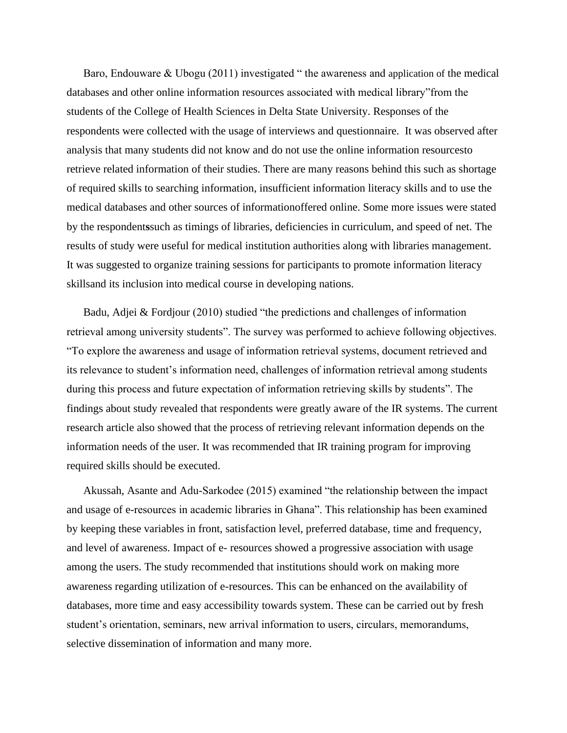Baro, Endouware & Ubogu (2011) investigated " the awareness and application of the medical databases and other online information resources associated with medical library"from the students of the College of Health Sciences in Delta State University. Responses of the respondents were collected with the usage of interviews and questionnaire. It was observed after analysis that many students did not know and do not use the online information resourcesto retrieve related information of their studies. There are many reasons behind this such as shortage of required skills to searching information, insufficient information literacy skills and to use the medical databases and other sources of informationoffered online. Some more issues were stated by the respondent**s**such as timings of libraries, deficiencies in curriculum, and speed of net. The results of study were useful for medical institution authorities along with libraries management. It was suggested to organize training sessions for participants to promote information literacy skillsand its inclusion into medical course in developing nations.

Badu, Adjei & Fordjour (2010) studied "the predictions and challenges of information retrieval among university students". The survey was performed to achieve following objectives. "To explore the awareness and usage of information retrieval systems, document retrieved and its relevance to student's information need, challenges of information retrieval among students during this process and future expectation of information retrieving skills by students". The findings about study revealed that respondents were greatly aware of the IR systems. The current research article also showed that the process of retrieving relevant information depends on the information needs of the user. It was recommended that IR training program for improving required skills should be executed.

Akussah, Asante and Adu-Sarkodee (2015) examined "the relationship between the impact and usage of e-resources in academic libraries in Ghana". This relationship has been examined by keeping these variables in front, satisfaction level, preferred database, time and frequency, and level of awareness. Impact of e- resources showed a progressive association with usage among the users. The study recommended that institutions should work on making more awareness regarding utilization of e-resources. This can be enhanced on the availability of databases, more time and easy accessibility towards system. These can be carried out by fresh student's orientation, seminars, new arrival information to users, circulars, memorandums, selective dissemination of information and many more.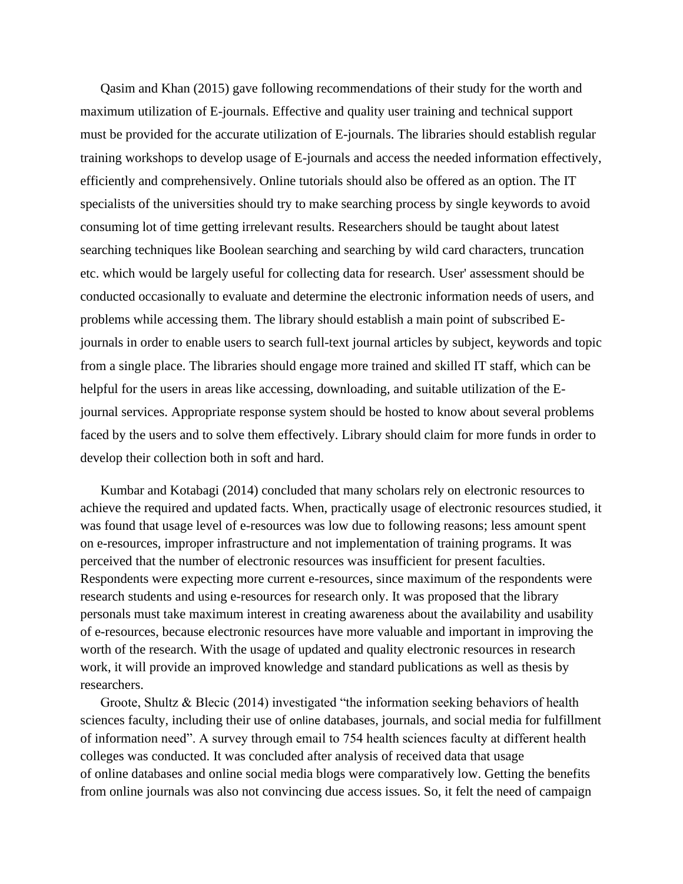Qasim and Khan (2015) gave following recommendations of their study for the worth and maximum utilization of E-journals. Effective and quality user training and technical support must be provided for the accurate utilization of E-journals. The libraries should establish regular training workshops to develop usage of E-journals and access the needed information effectively, efficiently and comprehensively. Online tutorials should also be offered as an option. The IT specialists of the universities should try to make searching process by single keywords to avoid consuming lot of time getting irrelevant results. Researchers should be taught about latest searching techniques like Boolean searching and searching by wild card characters, truncation etc. which would be largely useful for collecting data for research. User' assessment should be conducted occasionally to evaluate and determine the electronic information needs of users, and problems while accessing them. The library should establish a main point of subscribed E-journals in order to enable users to search full-text journal articles by subject, keywords and topic from a single place. The libraries should engage more trained and skilled IT staff, which can be helpful for the users in areas like accessing, downloading, and suitable utilization of the E-journal services. Appropriate response system should be hosted to know about several problems faced by the users and to solve them effectively. Library should claim for more funds in order to develop their collection both in soft and hard.

Kumbar and Kotabagi (2014) concluded that many scholars rely on electronic resources to achieve the required and updated facts. When, practically usage of electronic resources studied, it was found that usage level of e-resources was low due to following reasons; less amount spent on e-resources, improper infrastructure and not implementation of training programs. It was perceived that the number of electronic resources was insufficient for present faculties. Respondents were expecting more current e-resources, since maximum of the respondents were research students and using e-resources for research only. It was proposed that the library personals must take maximum interest in creating awareness about the availability and usability of e-resources, because electronic resources have more valuable and important in improving the worth of the research. With the usage of updated and quality electronic resources in research work, it will provide an improved knowledge and standard publications as well as thesis by researchers.

Groote, Shultz & Blecic (2014) investigated "the information seeking behaviors of health sciences faculty, including their use of online databases, journals, and social media for fulfillment of information need". A survey through email to 754 health sciences faculty at different health colleges was conducted. It was concluded after analysis of received data that usage of online databases and online social media blogs were comparatively low. Getting the benefits from online journals was also not convincing due access issues. So, it felt the need of campaign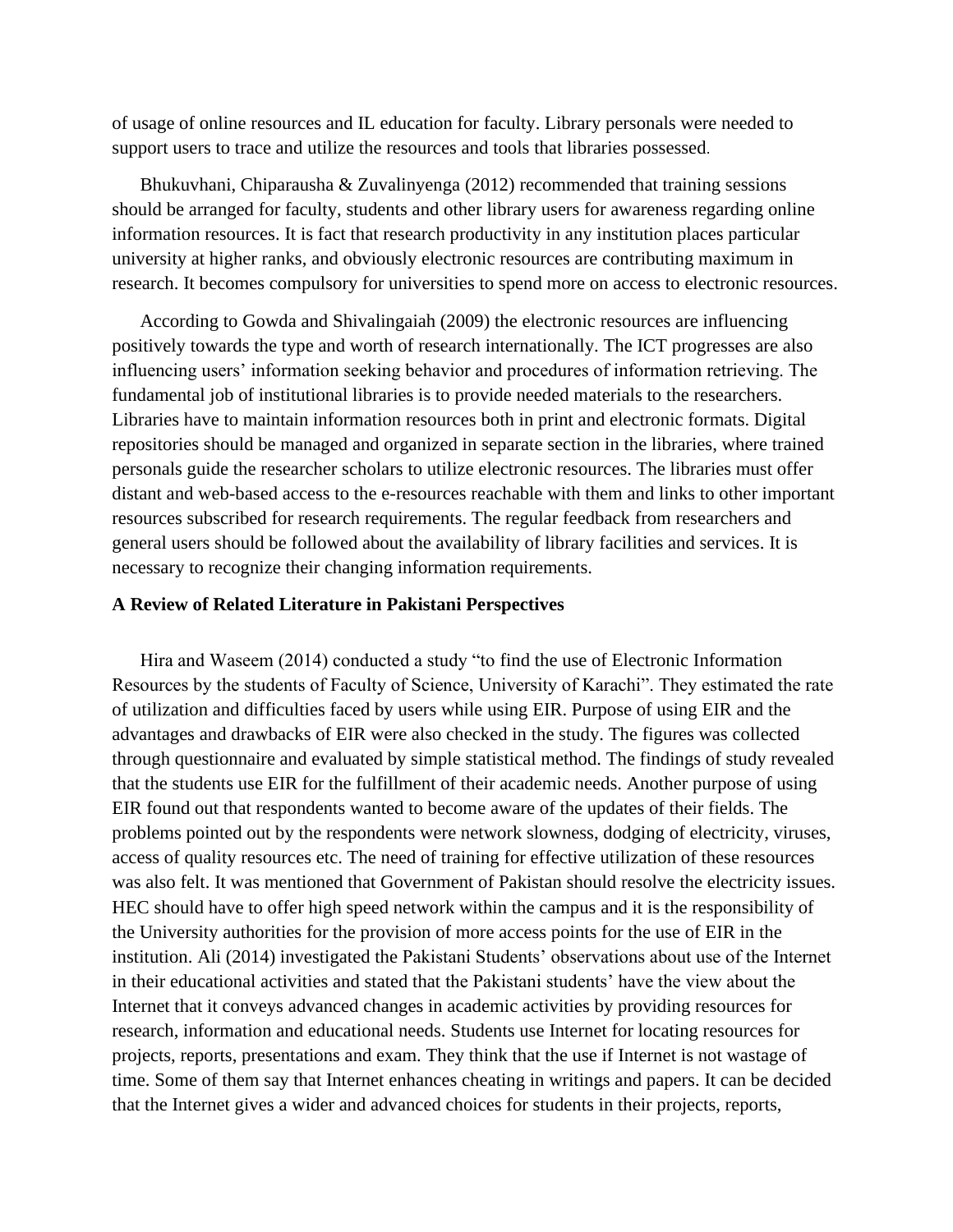of usage of online resources and IL education for faculty. Library personals were needed to support users to trace and utilize the resources and tools that libraries possessed.

Bhukuvhani, Chiparausha & Zuvalinyenga (2012) recommended that training sessions should be arranged for faculty, students and other library users for awareness regarding online information resources. It is fact that research productivity in any institution places particular university at higher ranks, and obviously electronic resources are contributing maximum in research. It becomes compulsory for universities to spend more on access to electronic resources.

According to Gowda and Shivalingaiah (2009) the electronic resources are influencing positively towards the type and worth of research internationally. The ICT progresses are also influencing users' information seeking behavior and procedures of information retrieving. The fundamental job of institutional libraries is to provide needed materials to the researchers. Libraries have to maintain information resources both in print and electronic formats. Digital repositories should be managed and organized in separate section in the libraries, where trained personals guide the researcher scholars to utilize electronic resources. The libraries must offer distant and web-based access to the e-resources reachable with them and links to other important resources subscribed for research requirements. The regular feedback from researchers and general users should be followed about the availability of library facilities and services. It is necessary to recognize their changing information requirements.

**A Review of Related Literature in Pakistani Perspectives**

Hira and Waseem (2014) conducted a study "to find the use of Electronic Information Resources by the students of Faculty of Science, University of Karachi". They estimated the rate of utilization and difficulties faced by users while using EIR. Purpose of using EIR and the advantages and drawbacks of EIR were also checked in the study. The figures was collected through questionnaire and evaluated by simple statistical method. The findings of study revealed that the students use EIR for the fulfillment of their academic needs. Another purpose of using EIR found out that respondents wanted to become aware of the updates of their fields. The problems pointed out by the respondents were network slowness, dodging of electricity, viruses, access of quality resources etc. The need of training for effective utilization of these resources was also felt. It was mentioned that Government of Pakistan should resolve the electricity issues. HEC should have to offer high speed network within the campus and it is the responsibility of the University authorities for the provision of more access points for the use of EIR in the institution. Ali (2014) investigated the Pakistani Students' observations about use of the Internet in their educational activities and stated that the Pakistani students' have the view about the Internet that it conveys advanced changes in academic activities by providing resources for research, information and educational needs. Students use Internet for locating resources for projects, reports, presentations and exam. They think that the use if Internet is not wastage of time. Some of them say that Internet enhances cheating in writings and papers. It can be decided that the Internet gives a wider and advanced choices for students in their projects, reports,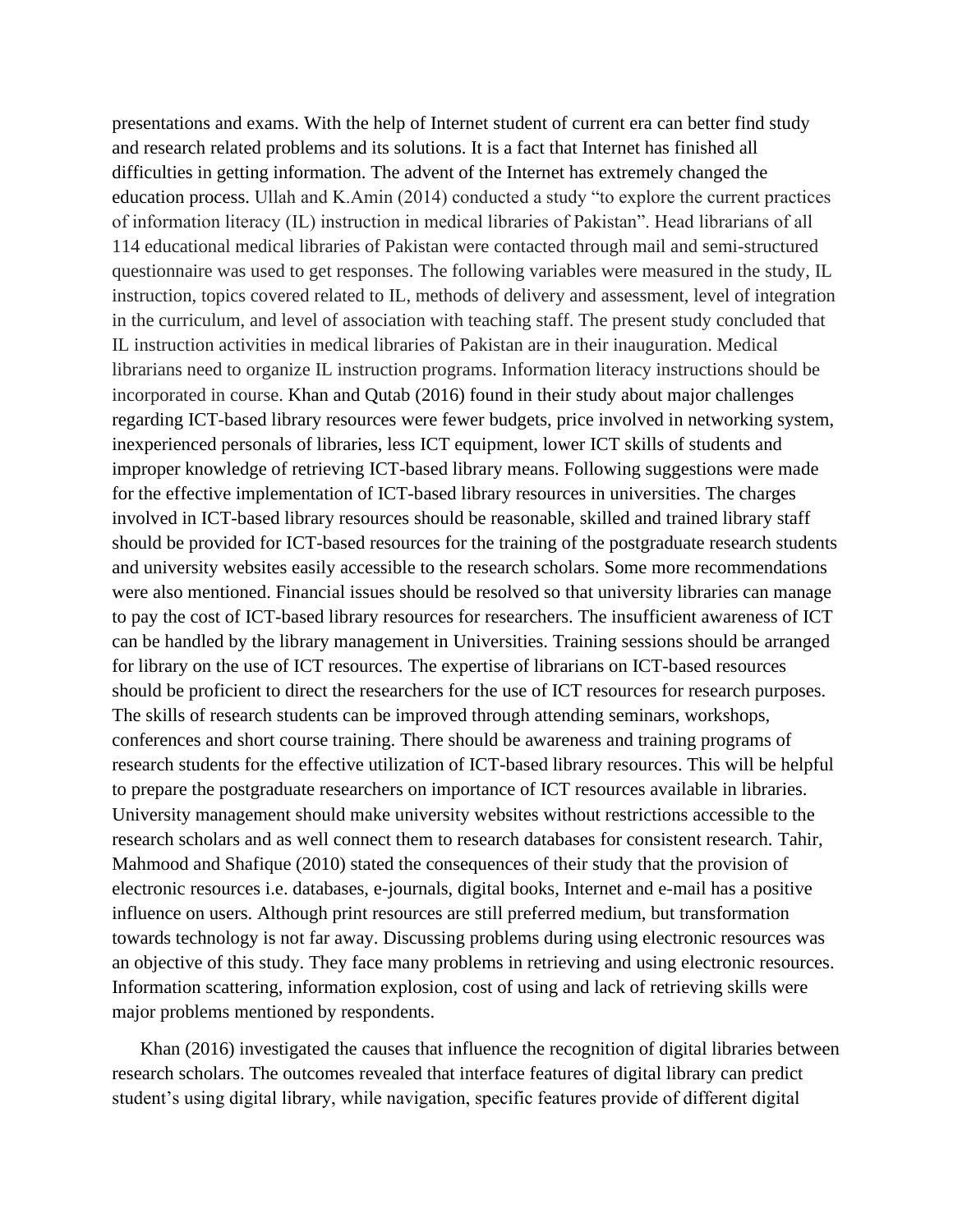presentations and exams. With the help of Internet student of current era can better find study and research related problems and its solutions. It is a fact that Internet has finished all difficulties in getting information. The advent of the Internet has extremely changed the education process. Ullah and K.Amin (2014) conducted a study "to explore the current practices of information literacy (IL) instruction in medical libraries of Pakistan". Head librarians of all 114 educational medical libraries of Pakistan were contacted through mail and semi-structured questionnaire was used to get responses. The following variables were measured in the study, IL instruction, topics covered related to IL, methods of delivery and assessment, level of integration in the curriculum, and level of association with teaching staff. The present study concluded that IL instruction activities in medical libraries of Pakistan are in their inauguration. Medical librarians need to organize IL instruction programs. Information literacy instructions should be incorporated in course. Khan and Qutab (2016) found in their study about major challenges regarding ICT-based library resources were fewer budgets, price involved in networking system, inexperienced personals of libraries, less ICT equipment, lower ICT skills of students and improper knowledge of retrieving ICT-based library means. Following suggestions were made for the effective implementation of ICT-based library resources in universities. The charges involved in ICT-based library resources should be reasonable, skilled and trained library staff should be provided for ICT-based resources for the training of the postgraduate research students and university websites easily accessible to the research scholars. Some more recommendations were also mentioned. Financial issues should be resolved so that university libraries can manage to pay the cost of ICT-based library resources for researchers. The insufficient awareness of ICT can be handled by the library management in Universities. Training sessions should be arranged for library on the use of ICT resources. The expertise of librarians on ICT-based resources should be proficient to direct the researchers for the use of ICT resources for research purposes. The skills of research students can be improved through attending seminars, workshops, conferences and short course training. There should be awareness and training programs of research students for the effective utilization of ICT-based library resources. This will be helpful to prepare the postgraduate researchers on importance of ICT resources available in libraries. University management should make university websites without restrictions accessible to the research scholars and as well connect them to research databases for consistent research. Tahir, Mahmood and Shafique (2010) stated the consequences of their study that the provision of electronic resources i.e. databases, e-journals, digital books, Internet and e-mail has a positive influence on users. Although print resources are still preferred medium, but transformation towards technology is not far away. Discussing problems during using electronic resources was an objective of this study. They face many problems in retrieving and using electronic resources. Information scattering, information explosion, cost of using and lack of retrieving skills were major problems mentioned by respondents.

Khan (2016) investigated the causes that influence the recognition of digital libraries between research scholars. The outcomes revealed that interface features of digital library can predict student's using digital library, while navigation, specific features provide of different digital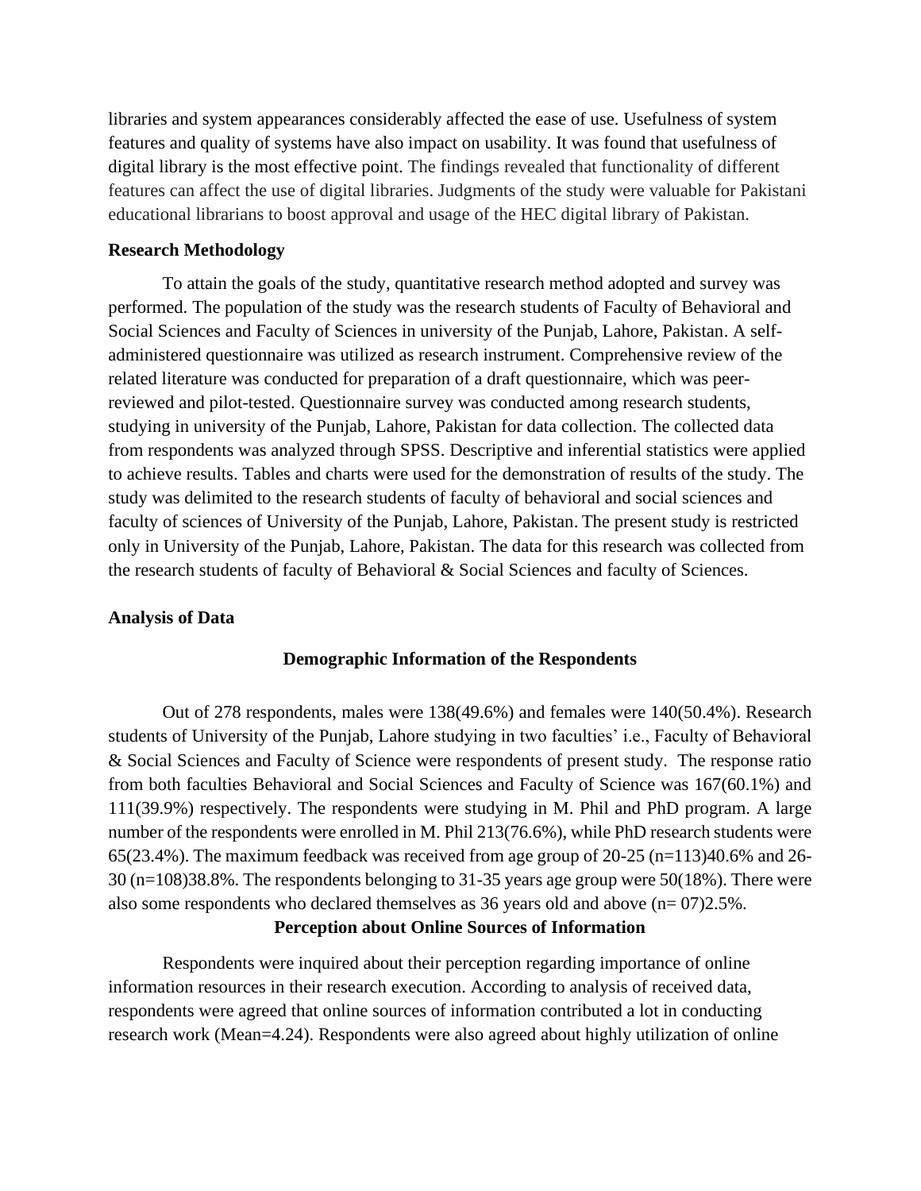libraries and system appearances considerably affected the ease of use. Usefulness of system features and quality of systems have also impact on usability. It was found that usefulness of digital library is the most effective point. The findings revealed that functionality of different features can affect the use of digital libraries. Judgments of the study were valuable for Pakistani educational librarians to boost approval and usage of the HEC digital library of Pakistan.

**Research Methodology**

To attain the goals of the study, quantitative research method adopted and survey was performed. The population of the study was the research students of Faculty of Behavioral and Social Sciences and Faculty of Sciences in university of the Punjab, Lahore, Pakistan. A self-administered questionnaire was utilized as research instrument. Comprehensive review of the related literature was conducted for preparation of a draft questionnaire, which was peer-reviewed and pilot-tested. Questionnaire survey was conducted among research students, studying in university of the Punjab, Lahore, Pakistan for data collection. The collected data from respondents was analyzed through SPSS. Descriptive and inferential statistics were applied to achieve results. Tables and charts were used for the demonstration of results of the study. The study was delimited to the research students of faculty of behavioral and social sciences and faculty of sciences of University of the Punjab, Lahore, Pakistan. The present study is restricted only in University of the Punjab, Lahore, Pakistan. The data for this research was collected from the research students of faculty of Behavioral & Social Sciences and faculty of Sciences.

**Analysis of Data**

**Demographic Information of the Respondents**

Out of 278 respondents, males were 138(49.6%) and females were 140(50.4%). Research students of University of the Punjab, Lahore studying in two faculties' i.e., Faculty of Behavioral & Social Sciences and Faculty of Science were respondents of present study. The response ratio from both faculties Behavioral and Social Sciences and Faculty of Science was 167(60.1%) and 111(39.9%) respectively. The respondents were studying in M. Phil and PhD program. A large number of the respondents were enrolled in M. Phil 213(76.6%), while PhD research students were 65(23.4%). The maximum feedback was received from age group of 20-25 (n=113)40.6% and 26-30 (n=108)38.8%. The respondents belonging to 31-35 years age group were 50(18%). There were also some respondents who declared themselves as 36 years old and above (n= 07)2.5%.

**Perception about Online Sources of Information**

Respondents were inquired about their perception regarding importance of online information resources in their research execution. According to analysis of received data, respondents were agreed that online sources of information contributed a lot in conducting research work (Mean=4.24). Respondents were also agreed about highly utilization of online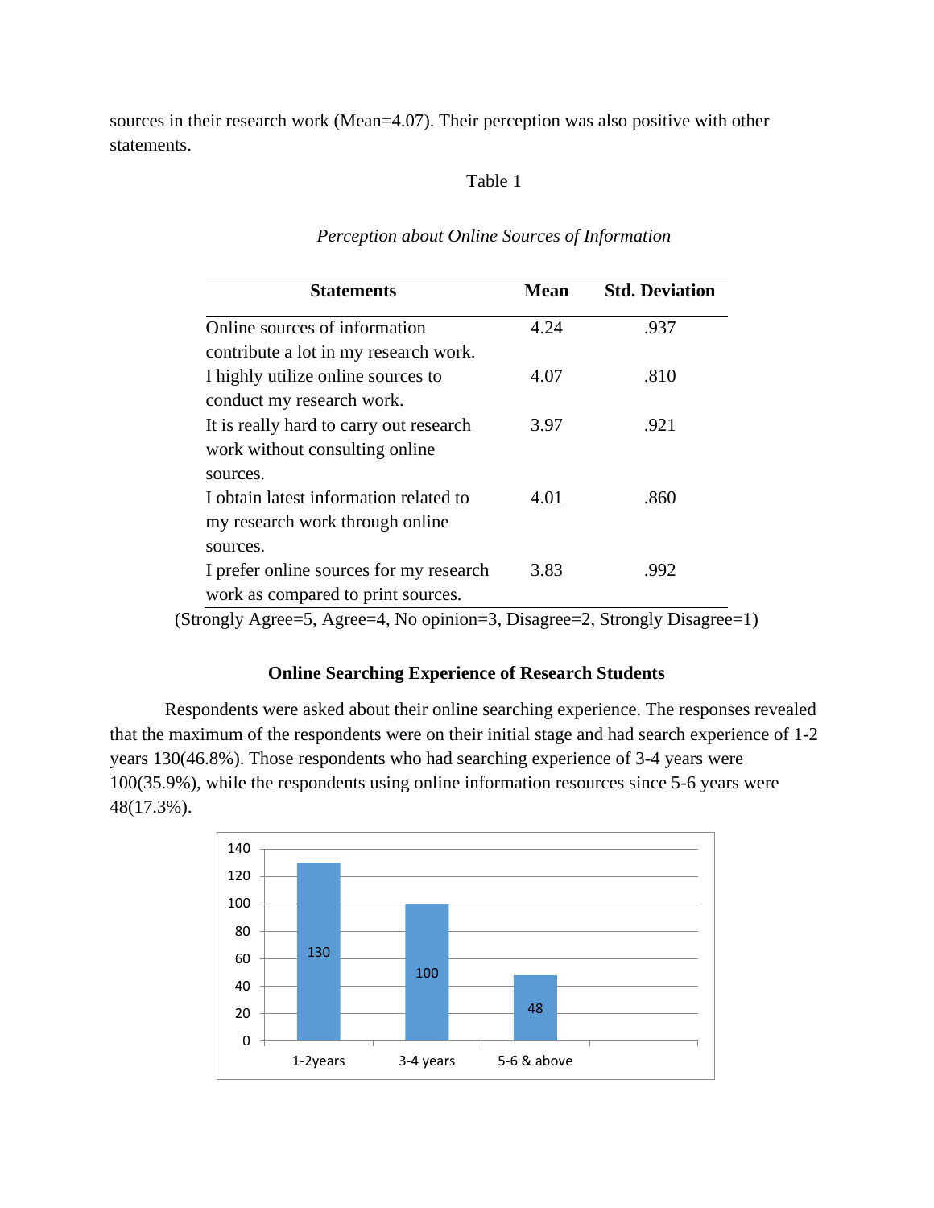sources in their research work (Mean=4.07). Their perception was also positive with other statements.

Table 1

*Perception about Online Sources of Information*

| Statements | Mean | Std. Deviation |
|---|---|---|
| Online sources of information contribute a lot in my research work. | 4.24 | .937 |
| I highly utilize online sources to conduct my research work. | 4.07 | .810 |
| It is really hard to carry out research work without consulting online sources. | 3.97 | .921 |
| I obtain latest information related to my research work through online sources. | 4.01 | .860 |
| I prefer online sources for my research work as compared to print sources. | 3.83 | .992 |

(Strongly Agree=5, Agree=4, No opinion=3, Disagree=2, Strongly Disagree=1)

**Online Searching Experience of Research Students**

Respondents were asked about their online searching experience. The responses revealed that the maximum of the respondents were on their initial stage and had search experience of 1-2 years 130(46.8%). Those respondents who had searching experience of 3-4 years were 100(35.9%), while the respondents using online information resources since 5-6 years were 48(17.3%).

140
120
100
80
60
40
20
0
130
100
48
1-2years
3-4 years
5-6 & above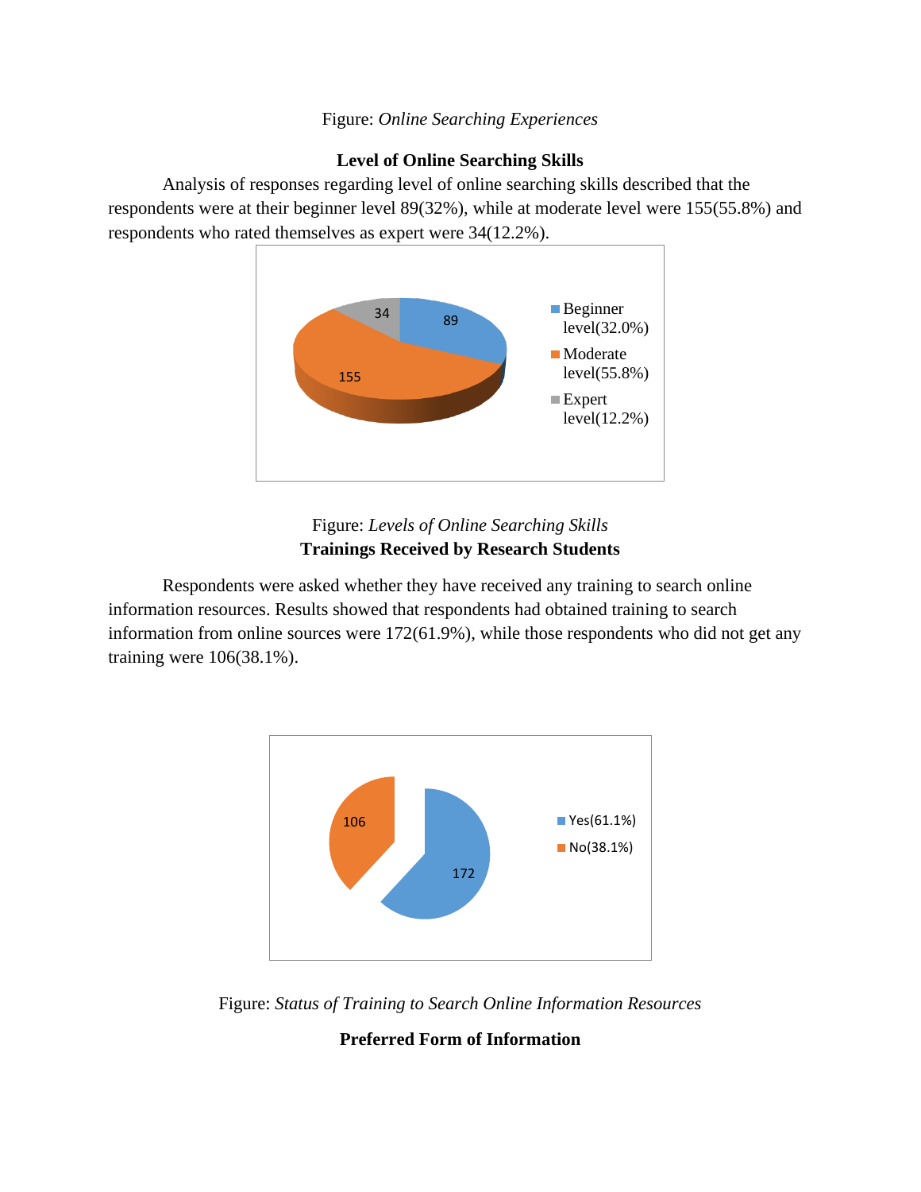Figure: *Online Searching Experiences*

**Level of Online Searching Skills**

Analysis of responses regarding level of online searching skills described that the respondents were at their beginner level 89(32%), while at moderate level were 155(55.8%) and respondents who rated themselves as expert were 34(12.2%).

34
89
155
Beginner level(32.0%)
Moderate level(55.8%)
Expert level(12.2%)

Figure: *Levels of Online Searching Skills*

**Trainings Received by Research Students**

Respondents were asked whether they have received any training to search online information resources. Results showed that respondents had obtained training to search information from online sources were 172(61.9%), while those respondents who did not get any training were 106(38.1%).

106
172
Yes(61.1%)
No(38.1%)

Figure: *Status of Training to Search Online Information Resources*

**Preferred Form of Information**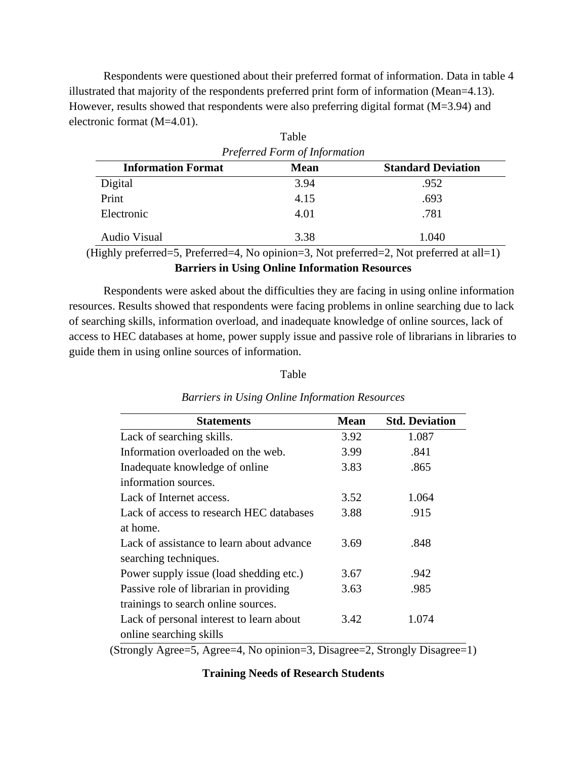Respondents were questioned about their preferred format of information. Data in table 4 illustrated that majority of the respondents preferred print form of information (Mean=4.13). However, results showed that respondents were also preferring digital format (M=3.94) and electronic format (M=4.01).

Table

*Preferred Form of Information*

| Information Format | Mean | Standard Deviation |
|---|---|---|
| Digital | 3.94 | .952 |
| Print | 4.15 | .693 |
| Electronic | 4.01 | .781 |
| Audio Visual | 3.38 | 1.040 |

(Highly preferred=5, Preferred=4, No opinion=3, Not preferred=2, Not preferred at all=1)

**Barriers in Using Online Information Resources**

Respondents were asked about the difficulties they are facing in using online information resources. Results showed that respondents were facing problems in online searching due to lack of searching skills, information overload, and inadequate knowledge of online sources, lack of access to HEC databases at home, power supply issue and passive role of librarians in libraries to guide them in using online sources of information.

Table

*Barriers in Using Online Information Resources*

| Statements | Mean | Std. Deviation |
|---|---|---|
| Lack of searching skills. | 3.92 | 1.087 |
| Information overloaded on the web. | 3.99 | .841 |
| Inadequate knowledge of online information sources. | 3.83 | .865 |
| Lack of Internet access. | 3.52 | 1.064 |
| Lack of access to research HEC databases at home. | 3.88 | .915 |
| Lack of assistance to learn about advance searching techniques. | 3.69 | .848 |
| Power supply issue (load shedding etc.) | 3.67 | .942 |
| Passive role of librarian in providing trainings to search online sources. | 3.63 | .985 |
| Lack of personal interest to learn about online searching skills | 3.42 | 1.074 |

(Strongly Agree=5, Agree=4, No opinion=3, Disagree=2, Strongly Disagree=1)

**Training Needs of Research Students**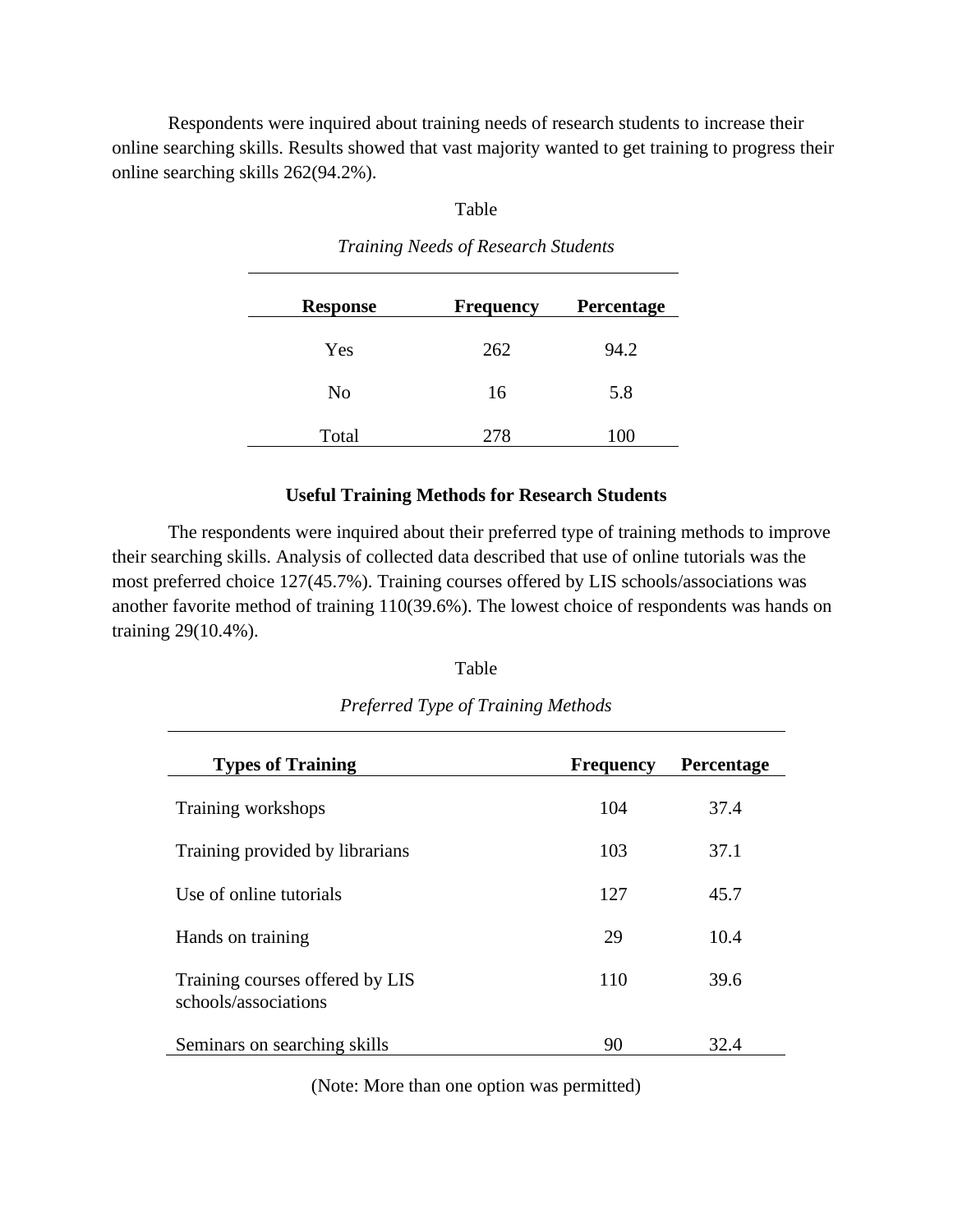Respondents were inquired about training needs of research students to increase their online searching skills. Results showed that vast majority wanted to get training to progress their online searching skills 262(94.2%).

Table

*Training Needs of Research Students*

| Response | Frequency | Percentage |
|---|---|---|
| Yes | 262 | 94.2 |
| No | 16 | 5.8 |
| Total | 278 | 100 |

### Useful Training Methods for Research Students

The respondents were inquired about their preferred type of training methods to improve their searching skills. Analysis of collected data described that use of online tutorials was the most preferred choice 127(45.7%). Training courses offered by LIS schools/associations was another favorite method of training 110(39.6%). The lowest choice of respondents was hands on training 29(10.4%).

Table

*Preferred Type of Training Methods*

| Types of Training | Frequency | Percentage |
|---|---|---|
| Training workshops | 104 | 37.4 |
| Training provided by librarians | 103 | 37.1 |
| Use of online tutorials | 127 | 45.7 |
| Hands on training | 29 | 10.4 |
| Training courses offered by LIS schools/associations | 110 | 39.6 |
| Seminars on searching skills | 90 | 32.4 |

(Note: More than one option was permitted)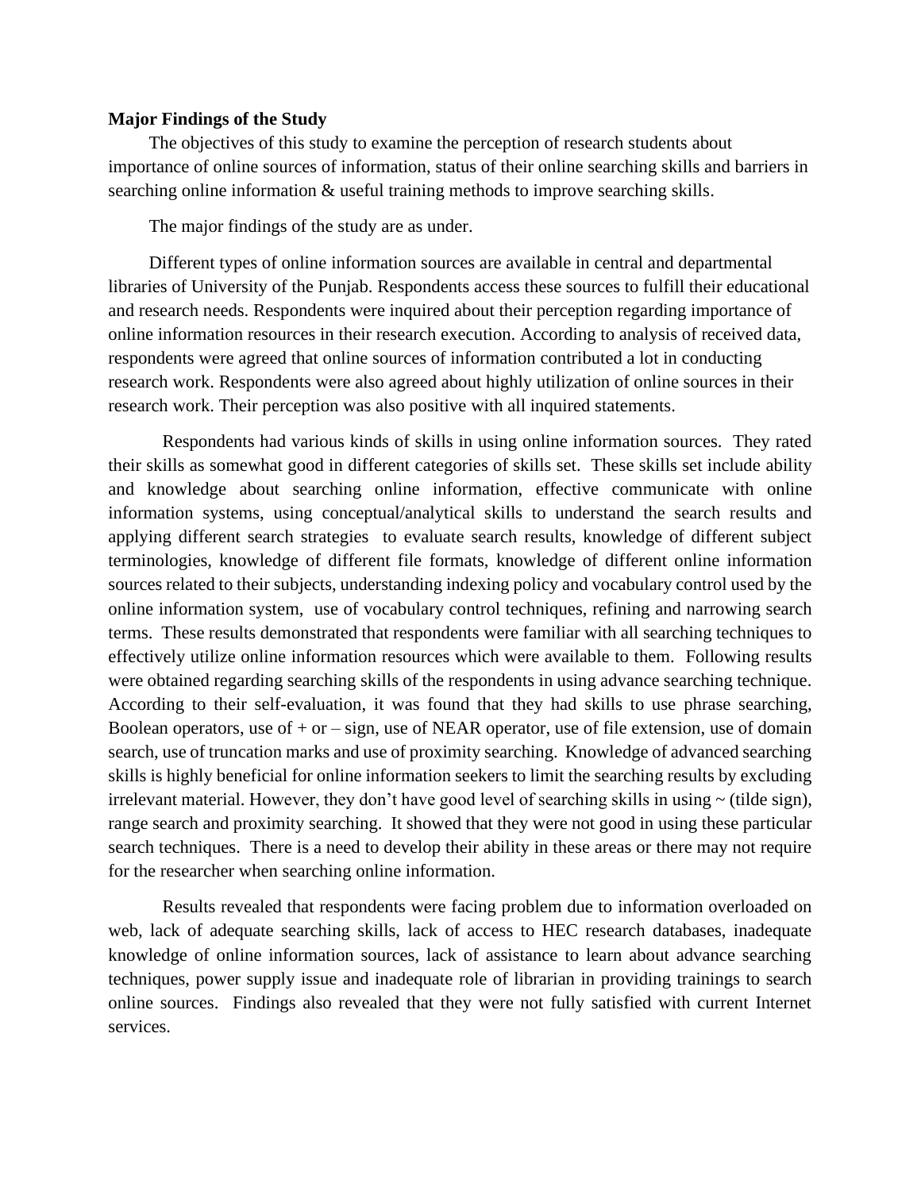**Major Findings of the Study**

The objectives of this study to examine the perception of research students about importance of online sources of information, status of their online searching skills and barriers in searching online information & useful training methods to improve searching skills.

The major findings of the study are as under.

Different types of online information sources are available in central and departmental libraries of University of the Punjab. Respondents access these sources to fulfill their educational and research needs. Respondents were inquired about their perception regarding importance of online information resources in their research execution. According to analysis of received data, respondents were agreed that online sources of information contributed a lot in conducting research work. Respondents were also agreed about highly utilization of online sources in their research work. Their perception was also positive with all inquired statements.

Respondents had various kinds of skills in using online information sources. They rated their skills as somewhat good in different categories of skills set. These skills set include ability and knowledge about searching online information, effective communicate with online information systems, using conceptual/analytical skills to understand the search results and applying different search strategies to evaluate search results, knowledge of different subject terminologies, knowledge of different file formats, knowledge of different online information sources related to their subjects, understanding indexing policy and vocabulary control used by the online information system, use of vocabulary control techniques, refining and narrowing search terms. These results demonstrated that respondents were familiar with all searching techniques to effectively utilize online information resources which were available to them. Following results were obtained regarding searching skills of the respondents in using advance searching technique. According to their self-evaluation, it was found that they had skills to use phrase searching, Boolean operators, use of + or – sign, use of NEAR operator, use of file extension, use of domain search, use of truncation marks and use of proximity searching. Knowledge of advanced searching skills is highly beneficial for online information seekers to limit the searching results by excluding irrelevant material. However, they don't have good level of searching skills in using ~ (tilde sign), range search and proximity searching. It showed that they were not good in using these particular search techniques. There is a need to develop their ability in these areas or there may not require for the researcher when searching online information.

Results revealed that respondents were facing problem due to information overloaded on web, lack of adequate searching skills, lack of access to HEC research databases, inadequate knowledge of online information sources, lack of assistance to learn about advance searching techniques, power supply issue and inadequate role of librarian in providing trainings to search online sources. Findings also revealed that they were not fully satisfied with current Internet services.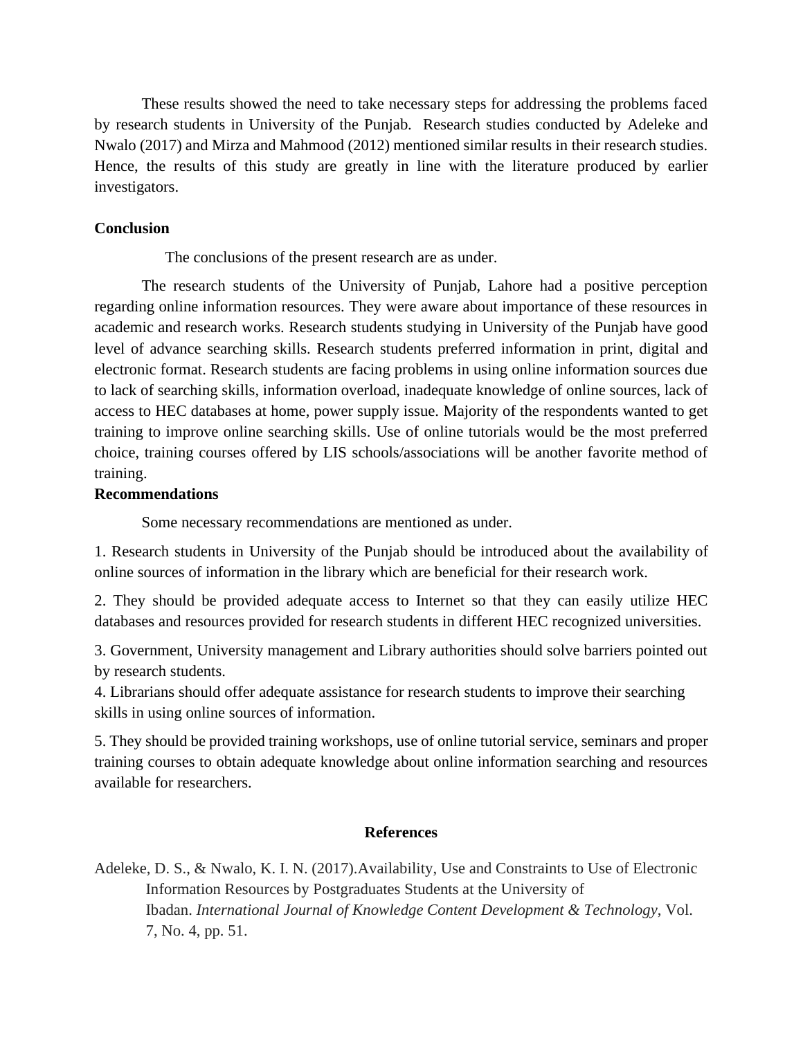These results showed the need to take necessary steps for addressing the problems faced by research students in University of the Punjab. Research studies conducted by Adeleke and Nwalo (2017) and Mirza and Mahmood (2012) mentioned similar results in their research studies. Hence, the results of this study are greatly in line with the literature produced by earlier investigators.

## Conclusion

The conclusions of the present research are as under.

The research students of the University of Punjab, Lahore had a positive perception regarding online information resources. They were aware about importance of these resources in academic and research works. Research students studying in University of the Punjab have good level of advance searching skills. Research students preferred information in print, digital and electronic format. Research students are facing problems in using online information sources due to lack of searching skills, information overload, inadequate knowledge of online sources, lack of access to HEC databases at home, power supply issue. Majority of the respondents wanted to get training to improve online searching skills. Use of online tutorials would be the most preferred choice, training courses offered by LIS schools/associations will be another favorite method of training.

## Recommendations

Some necessary recommendations are mentioned as under.

1. Research students in University of the Punjab should be introduced about the availability of online sources of information in the library which are beneficial for their research work.

2. They should be provided adequate access to Internet so that they can easily utilize HEC databases and resources provided for research students in different HEC recognized universities.

3. Government, University management and Library authorities should solve barriers pointed out by research students.

4. Librarians should offer adequate assistance for research students to improve their searching skills in using online sources of information.

5. They should be provided training workshops, use of online tutorial service, seminars and proper training courses to obtain adequate knowledge about online information searching and resources available for researchers.

## References

Adeleke, D. S., & Nwalo, K. I. N. (2017).Availability, Use and Constraints to Use of Electronic Information Resources by Postgraduates Students at the University of Ibadan. *International Journal of Knowledge Content Development & Technology*, Vol. 7, No. 4, pp. 51.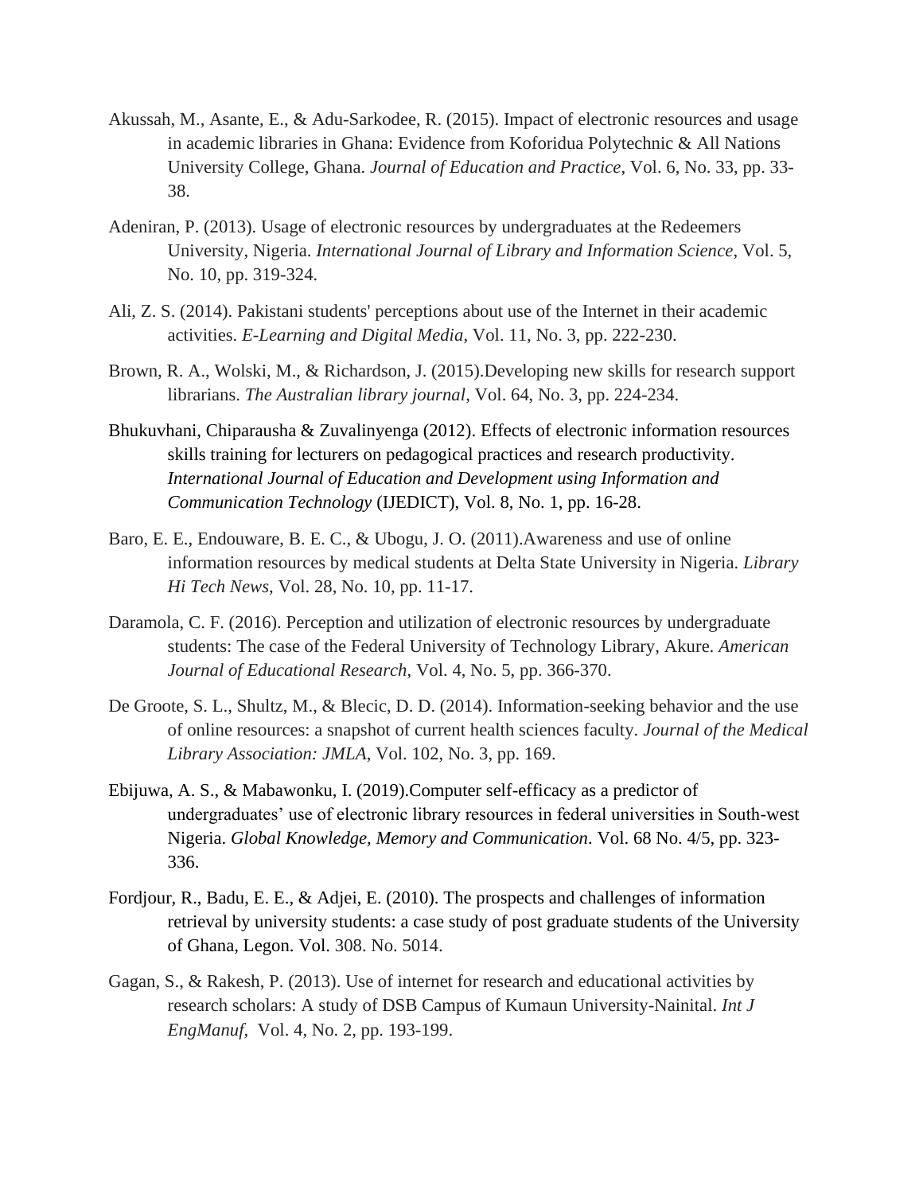Akussah, M., Asante, E., & Adu-Sarkodee, R. (2015). Impact of electronic resources and usage in academic libraries in Ghana: Evidence from Koforidua Polytechnic & All Nations University College, Ghana. *Journal of Education and Practice*, Vol. 6, No. 33, pp. 33-38.

Adeniran, P. (2013). Usage of electronic resources by undergraduates at the Redeemers University, Nigeria. *International Journal of Library and Information Science*, Vol. 5, No. 10, pp. 319-324.

Ali, Z. S. (2014). Pakistani students' perceptions about use of the Internet in their academic activities. *E-Learning and Digital Media*, Vol. 11, No. 3, pp. 222-230.

Brown, R. A., Wolski, M., & Richardson, J. (2015).Developing new skills for research support librarians. *The Australian library journal*, Vol. 64, No. 3, pp. 224-234.

Bhukuvhani, Chiparausha & Zuvalinyenga (2012). Effects of electronic information resources skills training for lecturers on pedagogical practices and research productivity. *International Journal of Education and Development using Information and Communication Technology* (IJEDICT), Vol. 8, No. 1, pp. 16-28.

Baro, E. E., Endouware, B. E. C., & Ubogu, J. O. (2011).Awareness and use of online information resources by medical students at Delta State University in Nigeria. *Library Hi Tech News*, Vol. 28, No. 10, pp. 11-17.

Daramola, C. F. (2016). Perception and utilization of electronic resources by undergraduate students: The case of the Federal University of Technology Library, Akure. *American Journal of Educational Research*, Vol. 4, No. 5, pp. 366-370.

De Groote, S. L., Shultz, M., & Blecic, D. D. (2014). Information-seeking behavior and the use of online resources: a snapshot of current health sciences faculty. *Journal of the Medical Library Association: JMLA*, Vol. 102, No. 3, pp. 169.

Ebijuwa, A. S., & Mabawonku, I. (2019).Computer self-efficacy as a predictor of undergraduates' use of electronic library resources in federal universities in South-west Nigeria. *Global Knowledge, Memory and Communication*. Vol. 68 No. 4/5, pp. 323-336.

Fordjour, R., Badu, E. E., & Adjei, E. (2010). The prospects and challenges of information retrieval by university students: a case study of post graduate students of the University of Ghana, Legon. Vol. 308. No. 5014.

Gagan, S., & Rakesh, P. (2013). Use of internet for research and educational activities by research scholars: A study of DSB Campus of Kumaun University-Nainital. *Int J EngManuf*, Vol. 4, No. 2, pp. 193-199.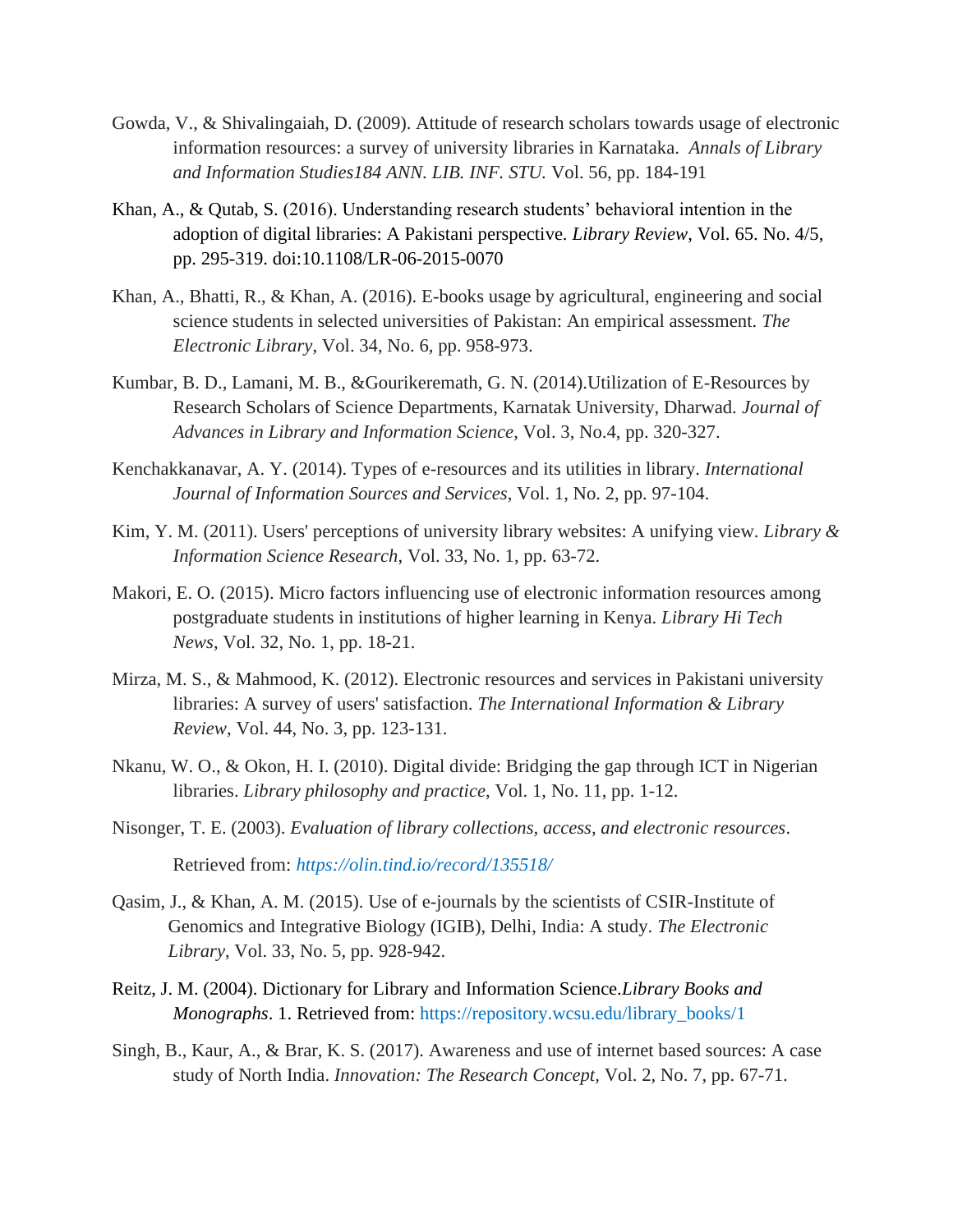Gowda, V., & Shivalingaiah, D. (2009). Attitude of research scholars towards usage of electronic information resources: a survey of university libraries in Karnataka. *Annals of Library and Information Studies184 ANN. LIB. INF. STU.* Vol. 56, pp. 184-191

Khan, A., & Qutab, S. (2016). Understanding research students' behavioral intention in the adoption of digital libraries: A Pakistani perspective. *Library Review*, Vol. 65. No. 4/5, pp. 295-319. doi:10.1108/LR-06-2015-0070

Khan, A., Bhatti, R., & Khan, A. (2016). E-books usage by agricultural, engineering and social science students in selected universities of Pakistan: An empirical assessment. *The Electronic Library*, Vol. 34, No. 6, pp. 958-973.

Kumbar, B. D., Lamani, M. B., &Gourikeremath, G. N. (2014).Utilization of E-Resources by Research Scholars of Science Departments, Karnatak University, Dharwad. *Journal of Advances in Library and Information Science*, Vol. 3, No.4, pp. 320-327.

Kenchakkanavar, A. Y. (2014). Types of e-resources and its utilities in library. *International Journal of Information Sources and Services*, Vol. 1, No. 2, pp. 97-104.

Kim, Y. M. (2011). Users' perceptions of university library websites: A unifying view. *Library & Information Science Research*, Vol. 33, No. 1, pp. 63-72.

Makori, E. O. (2015). Micro factors influencing use of electronic information resources among postgraduate students in institutions of higher learning in Kenya. *Library Hi Tech News*, Vol. 32, No. 1, pp. 18-21.

Mirza, M. S., & Mahmood, K. (2012). Electronic resources and services in Pakistani university libraries: A survey of users' satisfaction. *The International Information & Library Review*, Vol. 44, No. 3, pp. 123-131.

Nkanu, W. O., & Okon, H. I. (2010). Digital divide: Bridging the gap through ICT in Nigerian libraries. *Library philosophy and practice*, Vol. 1, No. 11, pp. 1-12.

Nisonger, T. E. (2003). *Evaluation of library collections, access, and electronic resources*.

Retrieved from: *https://olin.tind.io/record/135518/*

Qasim, J., & Khan, A. M. (2015). Use of e-journals by the scientists of CSIR-Institute of Genomics and Integrative Biology (IGIB), Delhi, India: A study. *The Electronic Library*, Vol. 33, No. 5, pp. 928-942.

Reitz, J. M. (2004). Dictionary for Library and Information Science.*Library Books and Monographs*. 1. Retrieved from: https://repository.wcsu.edu/library_books/1

Singh, B., Kaur, A., & Brar, K. S. (2017). Awareness and use of internet based sources: A case study of North India. *Innovation: The Research Concept*, Vol. 2, No. 7, pp. 67-71.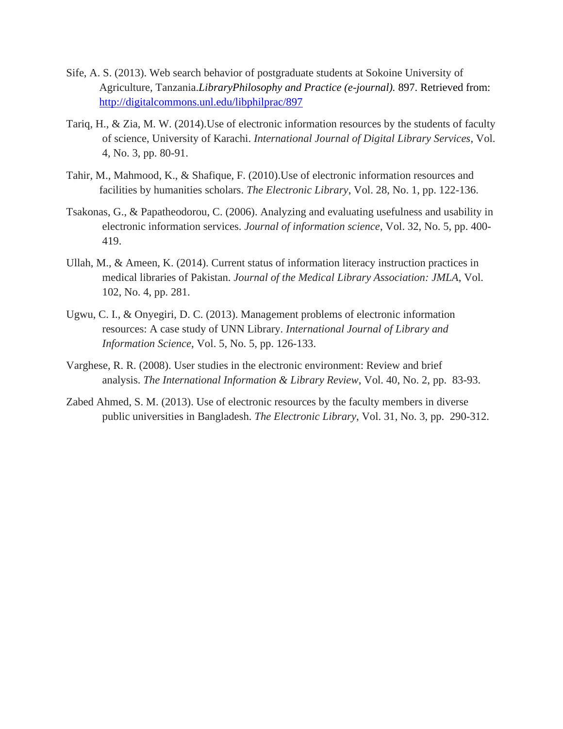Sife, A. S. (2013). Web search behavior of postgraduate students at Sokoine University of Agriculture, Tanzania.*LibraryPhilosophy and Practice (e-journal).* 897. Retrieved from: [http://digitalcommons.unl.edu/libphilprac/897](http://digitalcommons.unl.edu/libphilprac/897)

Tariq, H., & Zia, M. W. (2014).Use of electronic information resources by the students of faculty of science, University of Karachi. *International Journal of Digital Library Services*, Vol. 4, No. 3, pp. 80-91.

Tahir, M., Mahmood, K., & Shafique, F. (2010).Use of electronic information resources and facilities by humanities scholars. *The Electronic Library*, Vol. 28, No. 1, pp. 122-136.

Tsakonas, G., & Papatheodorou, C. (2006). Analyzing and evaluating usefulness and usability in electronic information services. *Journal of information science*, Vol. 32, No. 5, pp. 400-419.

Ullah, M., & Ameen, K. (2014). Current status of information literacy instruction practices in medical libraries of Pakistan. *Journal of the Medical Library Association: JMLA*, Vol. 102, No. 4, pp. 281.

Ugwu, C. I., & Onyegiri, D. C. (2013). Management problems of electronic information resources: A case study of UNN Library. *International Journal of Library and Information Science*, Vol. 5, No. 5, pp. 126-133.

Varghese, R. R. (2008). User studies in the electronic environment: Review and brief analysis. *The International Information & Library Review*, Vol. 40, No. 2, pp. 83-93.

Zabed Ahmed, S. M. (2013). Use of electronic resources by the faculty members in diverse public universities in Bangladesh. *The Electronic Library*, Vol. 31, No. 3, pp. 290-312.